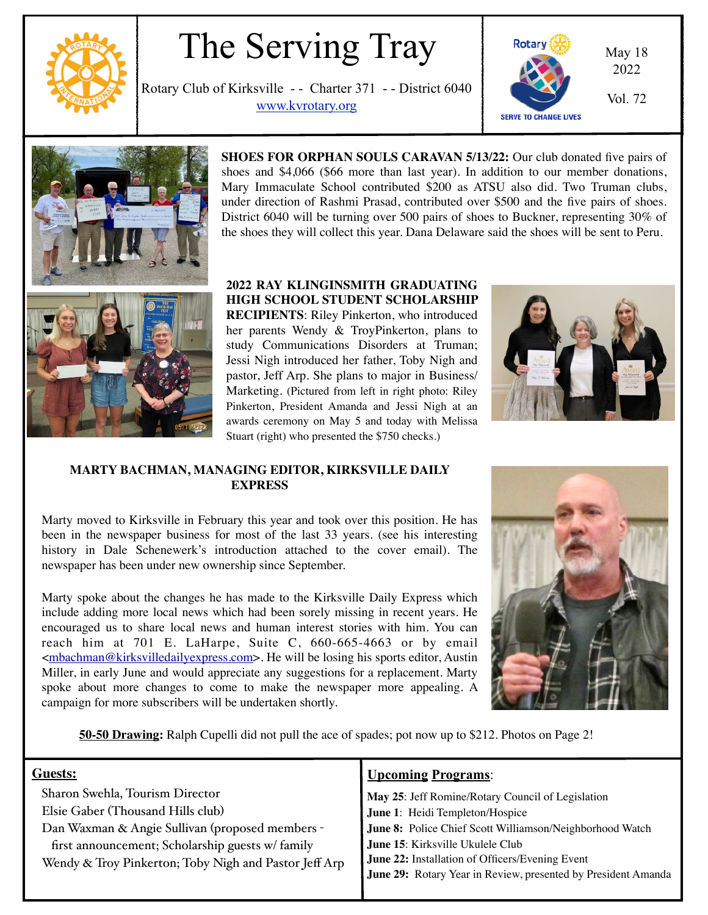# The Serving Tray

Rotary Club of Kirksville -- Charter 371 -- District 6040
www.kvrotary.org

May 18 2022

Vol. 72

SERVE TO CHANGE LIVES

**SHOES FOR ORPHAN SOULS CARAVAN 5/13/22:** Our club donated five pairs of shoes and $4,066 ($66 more than last year). In addition to our member donations, Mary Immaculate School contributed $200 as ATSU also did. Two Truman clubs, under direction of Rashmi Prasad, contributed over $500 and the five pairs of shoes. District 6040 will be turning over 500 pairs of shoes to Buckner, representing 30% of the shoes they will collect this year. Dana Delaware said the shoes will be sent to Peru.

**2022 RAY KLINGINSMITH GRADUATING HIGH SCHOOL STUDENT SCHOLARSHIP RECIPIENTS**: Riley Pinkerton, who introduced her parents Wendy & TroyPinkerton, plans to study Communications Disorders at Truman; Jessi Nigh introduced her father, Toby Nigh and pastor, Jeff Arp. She plans to major in Business/ Marketing. (Pictured from left in right photo: Riley Pinkerton, President Amanda and Jessi Nigh at an awards ceremony on May 5 and today with Melissa Stuart (right) who presented the $750 checks.)

### MARTY BACHMAN, MANAGING EDITOR, KIRKSVILLE DAILY EXPRESS

Marty moved to Kirksville in February this year and took over this position. He has been in the newspaper business for most of the last 33 years. (see his interesting history in Dale Schenewerk's introduction attached to the cover email). The newspaper has been under new ownership since September.

Marty spoke about the changes he has made to the Kirksville Daily Express which include adding more local news which had been sorely missing in recent years. He encouraged us to share local news and human interest stories with him. You can reach him at 701 E. LaHarpe, Suite C, 660-665-4663 or by email <mbachman@kirksvilledailyexpress.com>. He will be losing his sports editor, Austin Miller, in early June and would appreciate any suggestions for a replacement. Marty spoke about more changes to come to make the newspaper more appealing. A campaign for more subscribers will be undertaken shortly.

**50-50 Drawing:** Ralph Cupelli did not pull the ace of spades; pot now up to $212. Photos on Page 2!

**Guests:**

Sharon Swehla, Tourism Director
Elsie Gaber (Thousand Hills club)
Dan Waxman & Angie Sullivan (proposed members - first announcement; Scholarship guests w/ family
Wendy & Troy Pinkerton; Toby Nigh and Pastor Jeff Arp

**Upcoming Programs**:

**May 25**: Jeff Romine/Rotary Council of Legislation
**June 1**: Heidi Templeton/Hospice
**June 8:** Police Chief Scott Williamson/Neighborhood Watch
**June 15**: Kirksville Ukulele Club
**June 22:** Installation of Officers/Evening Event
**June 29:** Rotary Year in Review, presented by President Amanda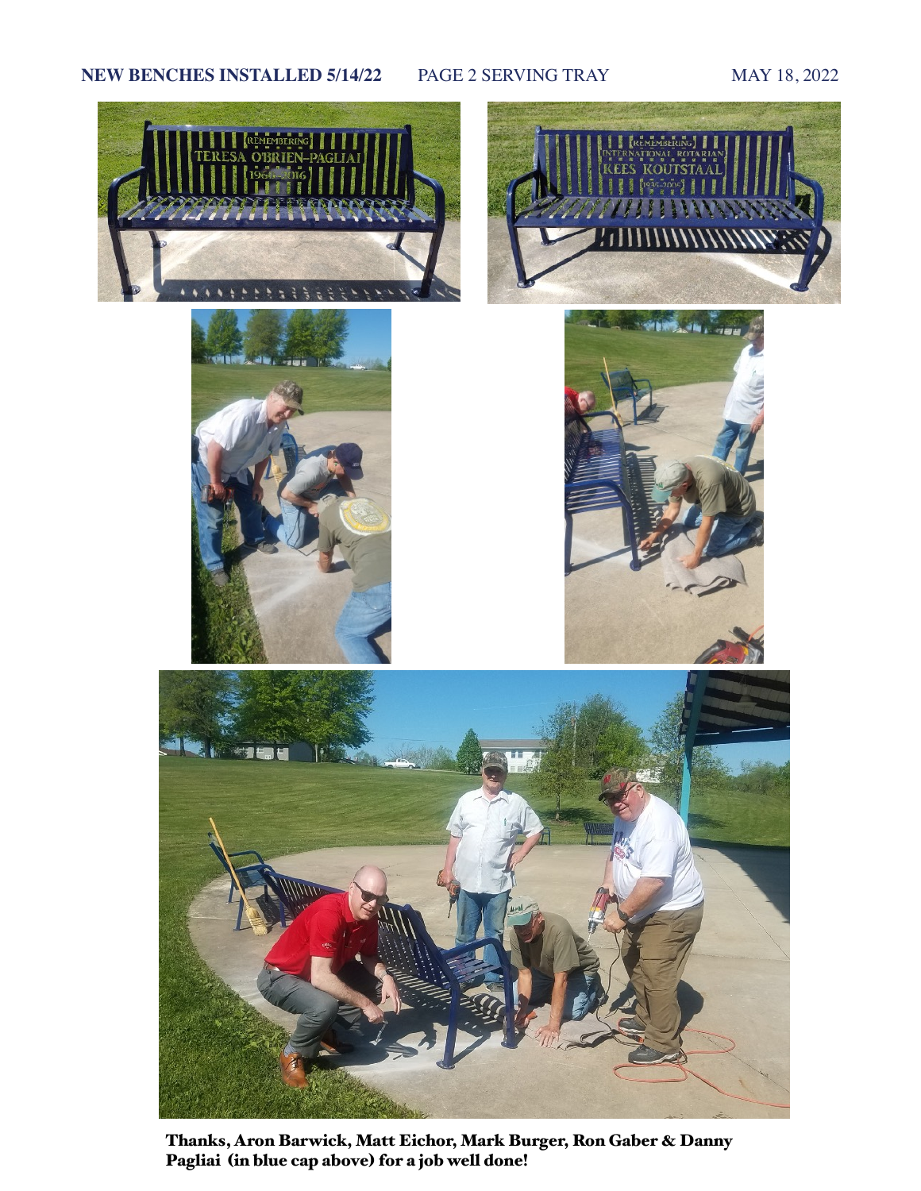## NEW BENCHES INSTALLED 5/14/22

**Thanks, Aron Barwick, Matt Eichor, Mark Burger, Ron Gaber & Danny Pagliai (in blue cap above) for a job well done!**